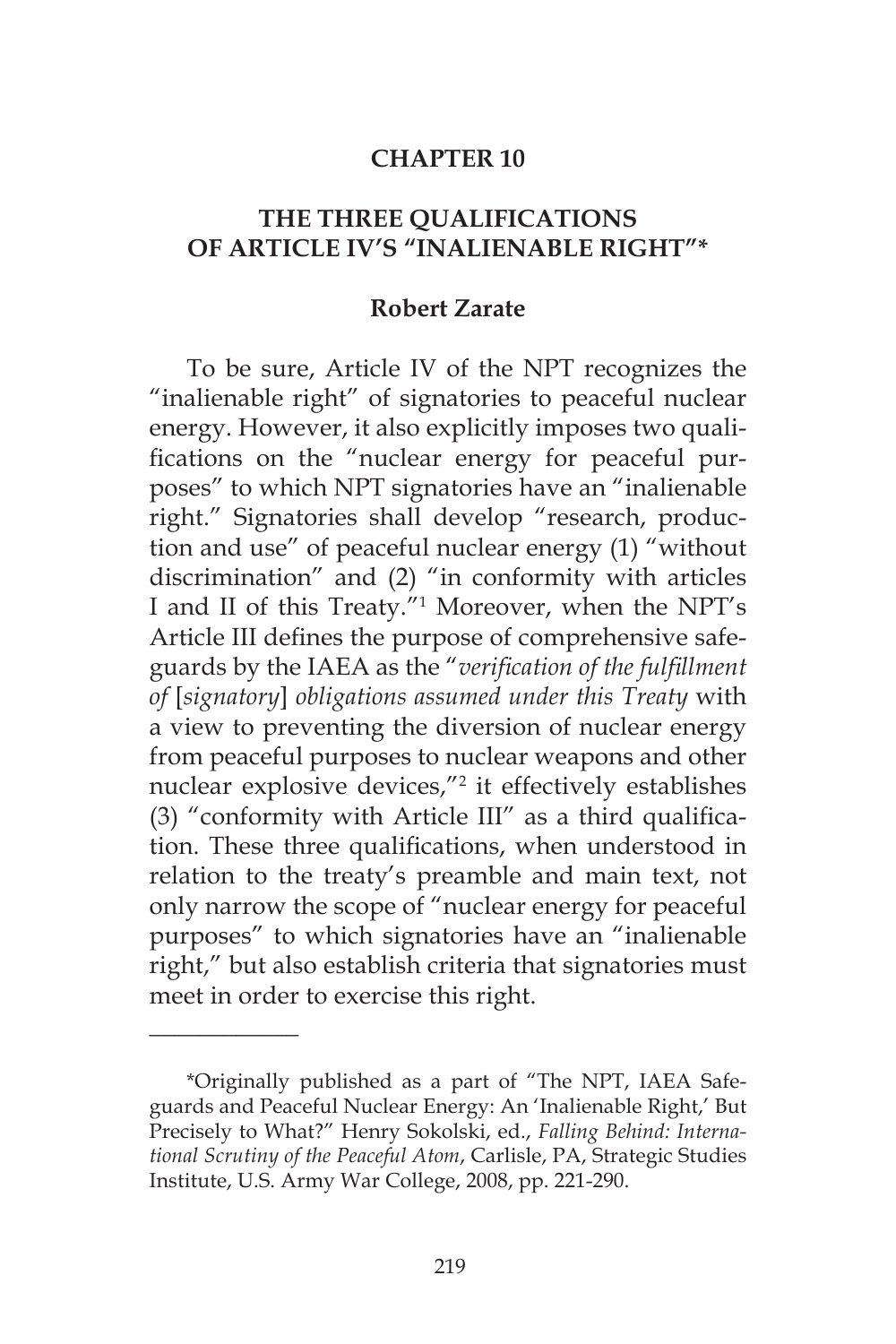# CHAPTER 10

## THE THREE QUALIFICATIONS OF ARTICLE IV'S "INALIENABLE RIGHT"*

**Robert Zarate**

To be sure, Article IV of the NPT recognizes the "inalienable right" of signatories to peaceful nuclear energy. However, it also explicitly imposes two qualifications on the "nuclear energy for peaceful purposes" to which NPT signatories have an "inalienable right." Signatories shall develop "research, production and use" of peaceful nuclear energy (1) "without discrimination" and (2) "in conformity with articles I and II of this Treaty."[1] Moreover, when the NPT's Article III defines the purpose of comprehensive safeguards by the IAEA as the "*verification of the fulfillment of* [*signatory*] *obligations assumed under this Treaty* with a view to preventing the diversion of nuclear energy from peaceful purposes to nuclear weapons and other nuclear explosive devices,"[2] it effectively establishes (3) "conformity with Article III" as a third qualification. These three qualifications, when understood in relation to the treaty's preamble and main text, not only narrow the scope of "nuclear energy for peaceful purposes" to which signatories have an "inalienable right," but also establish criteria that signatories must meet in order to exercise this right.

---

*Originally published as a part of "The NPT, IAEA Safeguards and Peaceful Nuclear Energy: An 'Inalienable Right,' But Precisely to What?" Henry Sokolski, ed., *Falling Behind: International Scrutiny of the Peaceful Atom*, Carlisle, PA, Strategic Studies Institute, U.S. Army War College, 2008, pp. 221-290.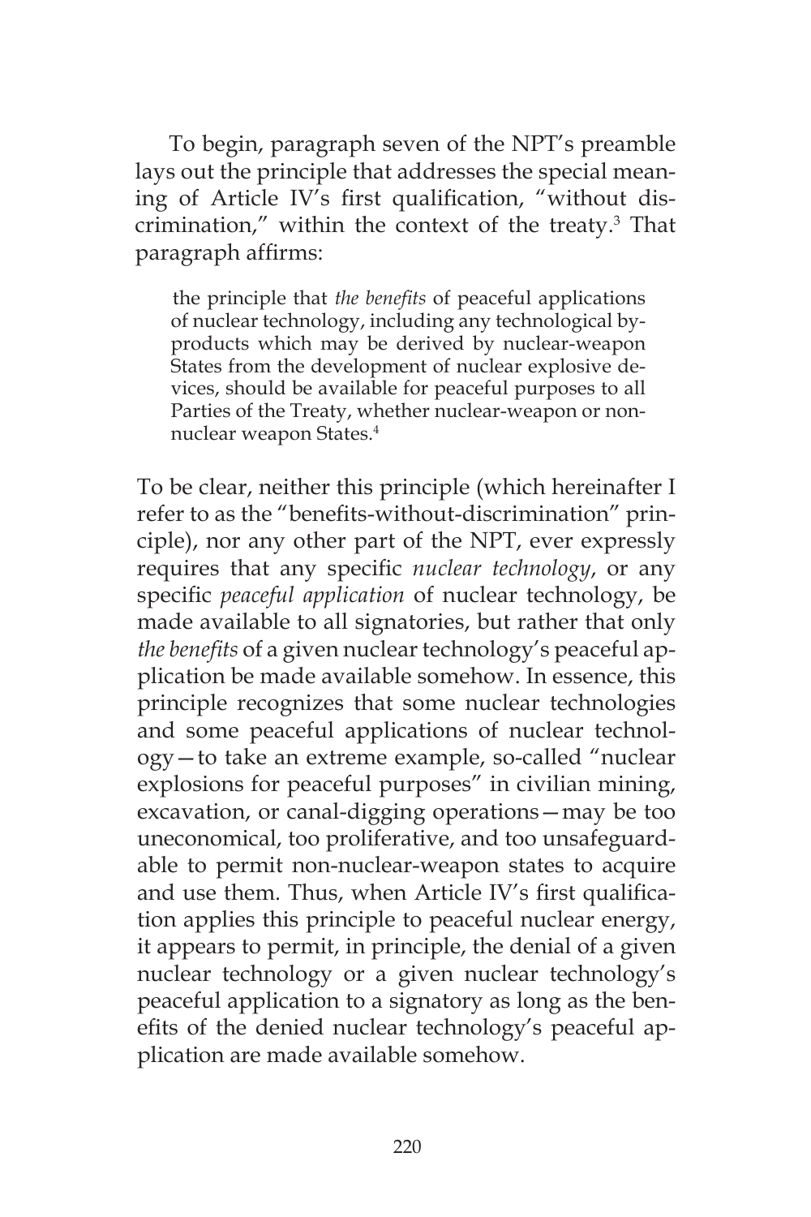To begin, paragraph seven of the NPT's preamble lays out the principle that addresses the special meaning of Article IV's first qualification, "without discrimination," within the context of the treaty.[3] That paragraph affirms:

> the principle that *the benefits* of peaceful applications of nuclear technology, including any technological byproducts which may be derived by nuclear-weapon States from the development of nuclear explosive devices, should be available for peaceful purposes to all Parties of the Treaty, whether nuclear-weapon or non-nuclear weapon States.[4]

To be clear, neither this principle (which hereinafter I refer to as the "benefits-without-discrimination" principle), nor any other part of the NPT, ever expressly requires that any specific *nuclear technology*, or any specific *peaceful application* of nuclear technology, be made available to all signatories, but rather that only *the benefits* of a given nuclear technology's peaceful application be made available somehow. In essence, this principle recognizes that some nuclear technologies and some peaceful applications of nuclear technology—to take an extreme example, so-called "nuclear explosions for peaceful purposes" in civilian mining, excavation, or canal-digging operations—may be too uneconomical, too proliferative, and too unsafeguardable to permit non-nuclear-weapon states to acquire and use them. Thus, when Article IV's first qualification applies this principle to peaceful nuclear energy, it appears to permit, in principle, the denial of a given nuclear technology or a given nuclear technology's peaceful application to a signatory as long as the benefits of the denied nuclear technology's peaceful application are made available somehow.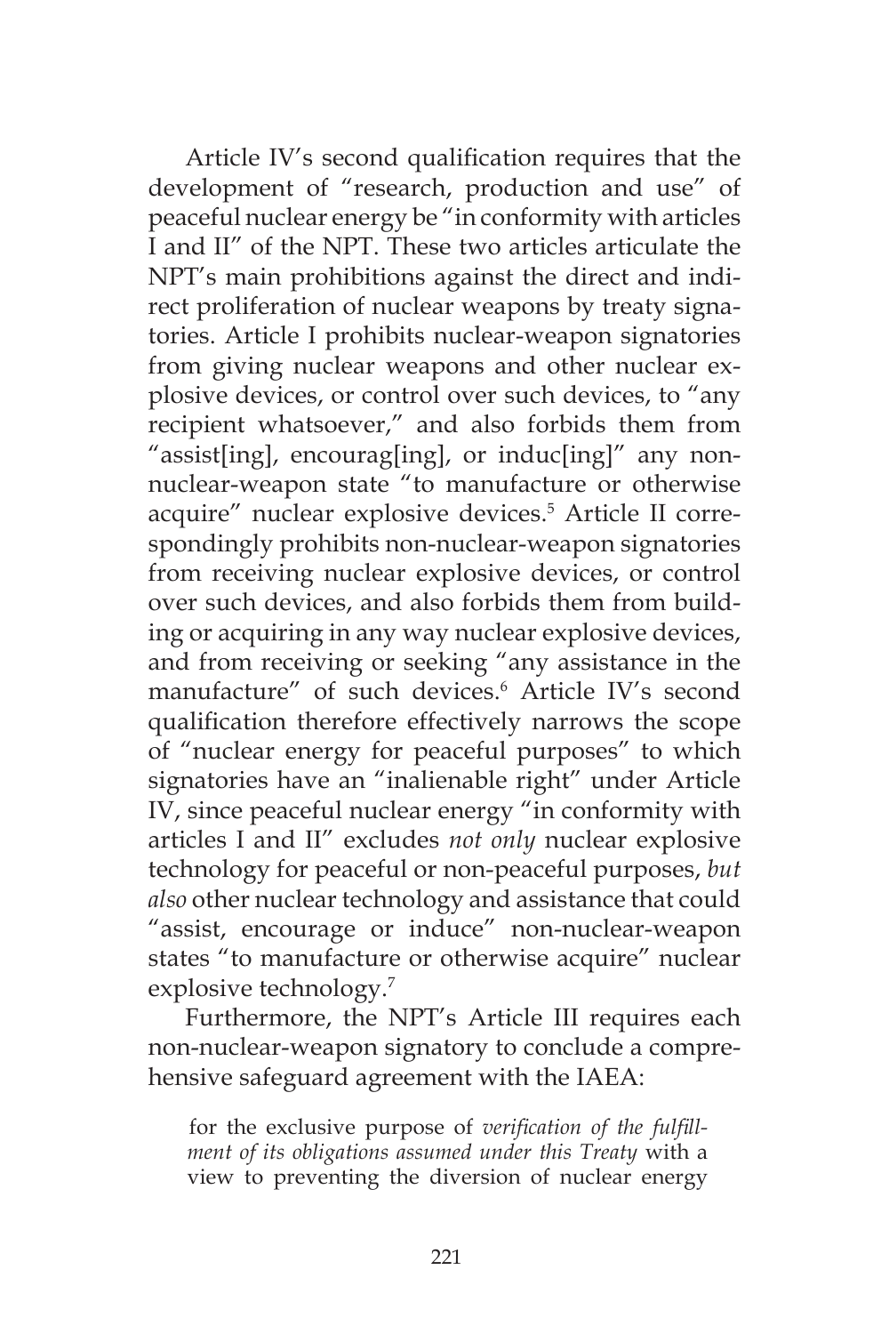Article IV's second qualification requires that the development of "research, production and use" of peaceful nuclear energy be "in conformity with articles I and II" of the NPT. These two articles articulate the NPT's main prohibitions against the direct and indirect proliferation of nuclear weapons by treaty signatories. Article I prohibits nuclear-weapon signatories from giving nuclear weapons and other nuclear explosive devices, or control over such devices, to "any recipient whatsoever," and also forbids them from "assist[ing], encourag[ing], or induc[ing]" any non-nuclear-weapon state "to manufacture or otherwise acquire" nuclear explosive devices.[5] Article II correspondingly prohibits non-nuclear-weapon signatories from receiving nuclear explosive devices, or control over such devices, and also forbids them from building or acquiring in any way nuclear explosive devices, and from receiving or seeking "any assistance in the manufacture" of such devices.[6] Article IV's second qualification therefore effectively narrows the scope of "nuclear energy for peaceful purposes" to which signatories have an "inalienable right" under Article IV, since peaceful nuclear energy "in conformity with articles I and II" excludes *not only* nuclear explosive technology for peaceful or non-peaceful purposes, *but also* other nuclear technology and assistance that could "assist, encourage or induce" non-nuclear-weapon states "to manufacture or otherwise acquire" nuclear explosive technology.[7]

Furthermore, the NPT's Article III requires each non-nuclear-weapon signatory to conclude a comprehensive safeguard agreement with the IAEA:

> for the exclusive purpose of *verification of the fulfillment of its obligations assumed under this Treaty* with a view to preventing the diversion of nuclear energy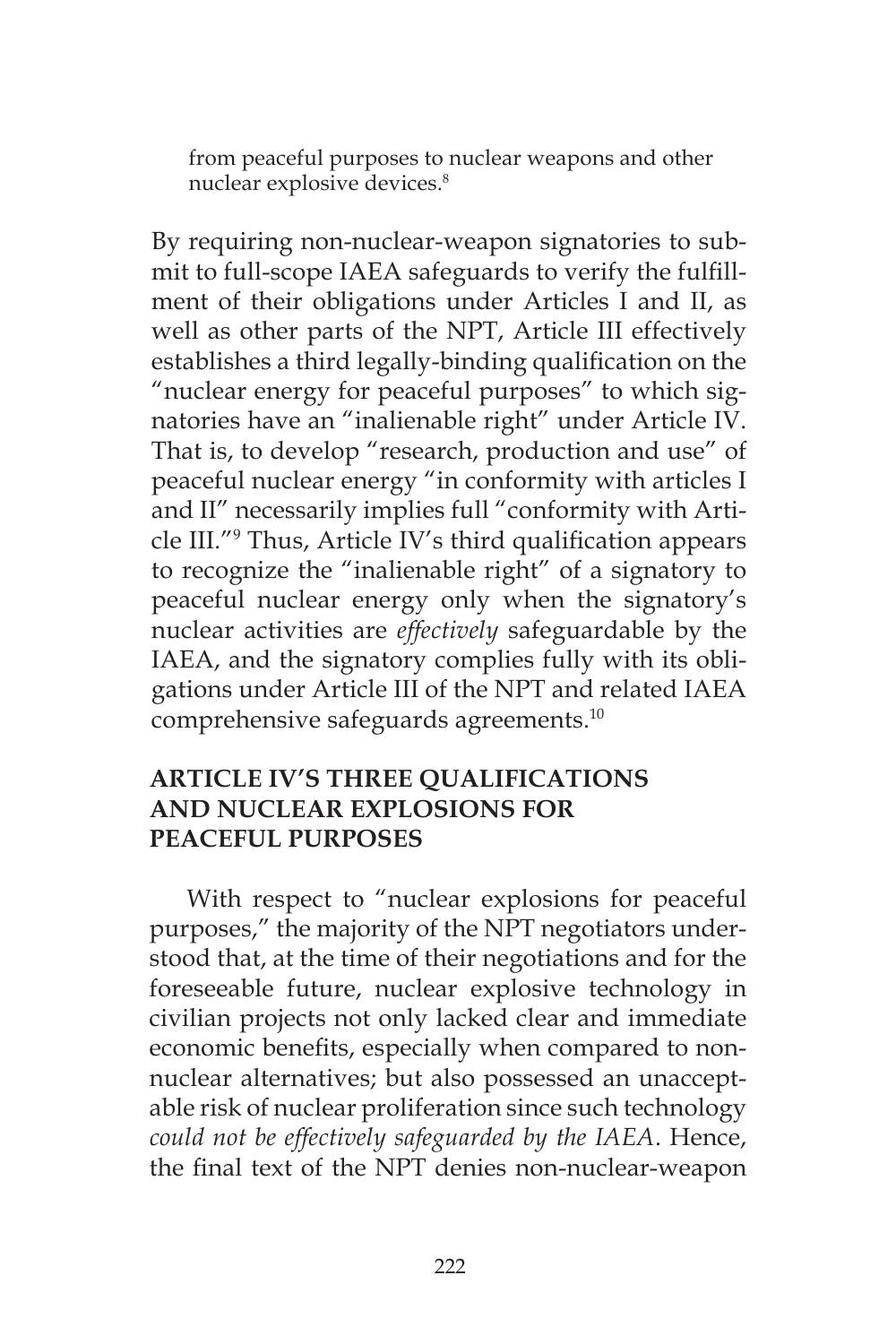from peaceful purposes to nuclear weapons and other nuclear explosive devices.[8]

By requiring non-nuclear-weapon signatories to submit to full-scope IAEA safeguards to verify the fulfillment of their obligations under Articles I and II, as well as other parts of the NPT, Article III effectively establishes a third legally-binding qualification on the "nuclear energy for peaceful purposes" to which signatories have an "inalienable right" under Article IV. That is, to develop "research, production and use" of peaceful nuclear energy "in conformity with articles I and II" necessarily implies full "conformity with Article III."[9] Thus, Article IV's third qualification appears to recognize the "inalienable right" of a signatory to peaceful nuclear energy only when the signatory's nuclear activities are *effectively* safeguardable by the IAEA, and the signatory complies fully with its obligations under Article III of the NPT and related IAEA comprehensive safeguards agreements.[10]

## ARTICLE IV'S THREE QUALIFICATIONS AND NUCLEAR EXPLOSIONS FOR PEACEFUL PURPOSES

With respect to "nuclear explosions for peaceful purposes," the majority of the NPT negotiators understood that, at the time of their negotiations and for the foreseeable future, nuclear explosive technology in civilian projects not only lacked clear and immediate economic benefits, especially when compared to non-nuclear alternatives; but also possessed an unacceptable risk of nuclear proliferation since such technology *could not be effectively safeguarded by the IAEA*. Hence, the final text of the NPT denies non-nuclear-weapon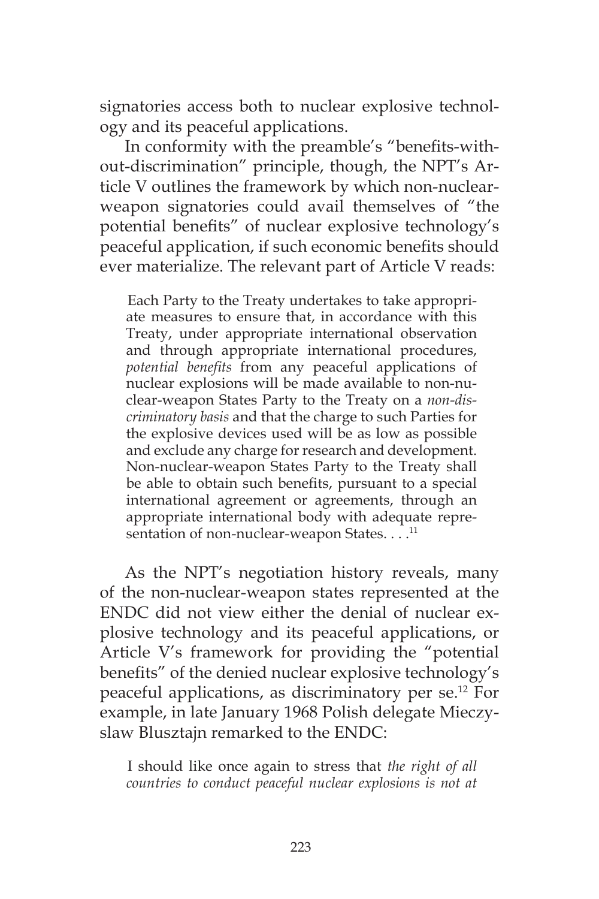signatories access both to nuclear explosive technology and its peaceful applications.

In conformity with the preamble's "benefits-without-discrimination" principle, though, the NPT's Article V outlines the framework by which non-nuclear-weapon signatories could avail themselves of "the potential benefits" of nuclear explosive technology's peaceful application, if such economic benefits should ever materialize. The relevant part of Article V reads:

> Each Party to the Treaty undertakes to take appropriate measures to ensure that, in accordance with this Treaty, under appropriate international observation and through appropriate international procedures, *potential benefits* from any peaceful applications of nuclear explosions will be made available to non-nuclear-weapon States Party to the Treaty on a *non-discriminatory basis* and that the charge to such Parties for the explosive devices used will be as low as possible and exclude any charge for research and development. Non-nuclear-weapon States Party to the Treaty shall be able to obtain such benefits, pursuant to a special international agreement or agreements, through an appropriate international body with adequate representation of non-nuclear-weapon States. . . .[11]

As the NPT's negotiation history reveals, many of the non-nuclear-weapon states represented at the ENDC did not view either the denial of nuclear explosive technology and its peaceful applications, or Article V's framework for providing the "potential benefits" of the denied nuclear explosive technology's peaceful applications, as discriminatory per se.[12] For example, in late January 1968 Polish delegate Mieczyslaw Blusztajn remarked to the ENDC:

> I should like once again to stress that *the right of all countries to conduct peaceful nuclear explosions is not at*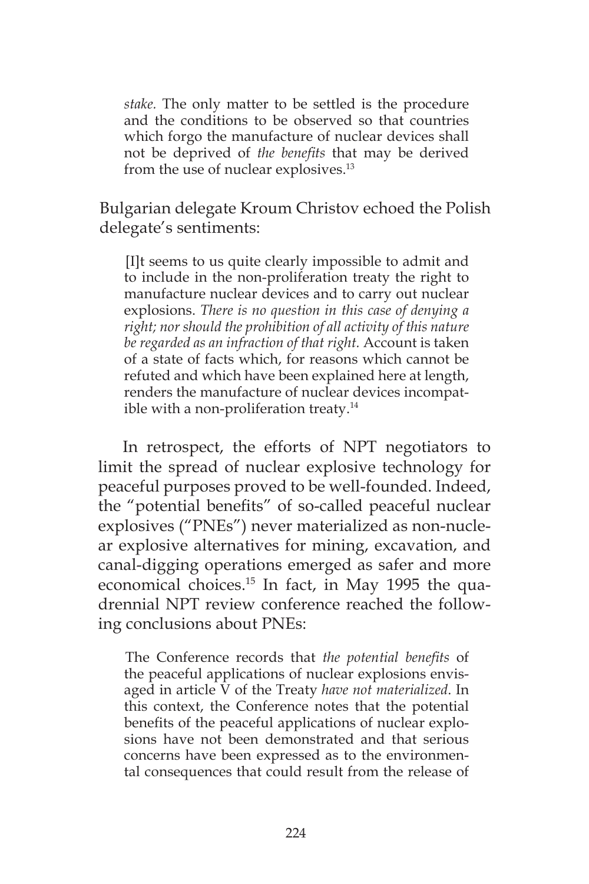> *stake.* The only matter to be settled is the procedure and the conditions to be observed so that countries which forgo the manufacture of nuclear devices shall not be deprived of *the benefits* that may be derived from the use of nuclear explosives.[13]

Bulgarian delegate Kroum Christov echoed the Polish delegate's sentiments:

> [I]t seems to us quite clearly impossible to admit and to include in the non-proliferation treaty the right to manufacture nuclear devices and to carry out nuclear explosions. *There is no question in this case of denying a right; nor should the prohibition of all activity of this nature be regarded as an infraction of that right.* Account is taken of a state of facts which, for reasons which cannot be refuted and which have been explained here at length, renders the manufacture of nuclear devices incompatible with a non-proliferation treaty.[14]

In retrospect, the efforts of NPT negotiators to limit the spread of nuclear explosive technology for peaceful purposes proved to be well-founded. Indeed, the "potential benefits" of so-called peaceful nuclear explosives ("PNEs") never materialized as non-nuclear explosive alternatives for mining, excavation, and canal-digging operations emerged as safer and more economical choices.[15] In fact, in May 1995 the quadrennial NPT review conference reached the following conclusions about PNEs:

> The Conference records that *the potential benefits* of the peaceful applications of nuclear explosions envisaged in article V of the Treaty *have not materialized*. In this context, the Conference notes that the potential benefits of the peaceful applications of nuclear explosions have not been demonstrated and that serious concerns have been expressed as to the environmental consequences that could result from the release of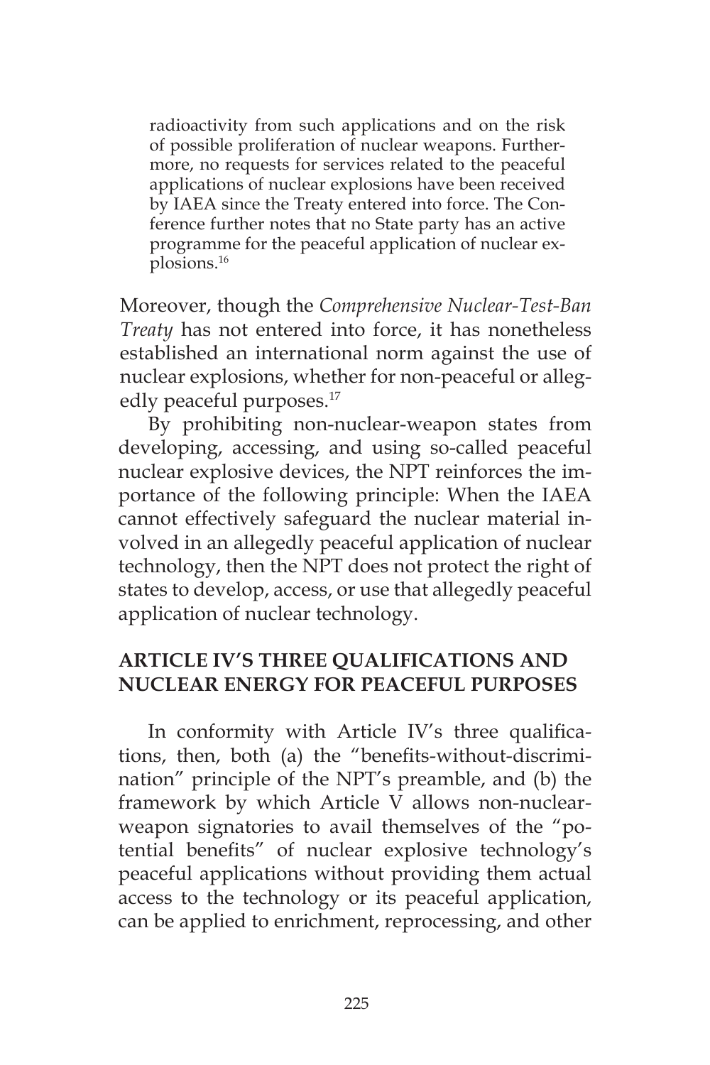> radioactivity from such applications and on the risk of possible proliferation of nuclear weapons. Furthermore, no requests for services related to the peaceful applications of nuclear explosions have been received by IAEA since the Treaty entered into force. The Conference further notes that no State party has an active programme for the peaceful application of nuclear explosions.[16]

Moreover, though the *Comprehensive Nuclear-Test-Ban Treaty* has not entered into force, it has nonetheless established an international norm against the use of nuclear explosions, whether for non-peaceful or allegedly peaceful purposes.[17]

By prohibiting non-nuclear-weapon states from developing, accessing, and using so-called peaceful nuclear explosive devices, the NPT reinforces the importance of the following principle: When the IAEA cannot effectively safeguard the nuclear material involved in an allegedly peaceful application of nuclear technology, then the NPT does not protect the right of states to develop, access, or use that allegedly peaceful application of nuclear technology.

## ARTICLE IV'S THREE QUALIFICATIONS AND NUCLEAR ENERGY FOR PEACEFUL PURPOSES

In conformity with Article IV's three qualifications, then, both (a) the "benefits-without-discrimination" principle of the NPT's preamble, and (b) the framework by which Article V allows non-nuclear-weapon signatories to avail themselves of the "potential benefits" of nuclear explosive technology's peaceful applications without providing them actual access to the technology or its peaceful application, can be applied to enrichment, reprocessing, and other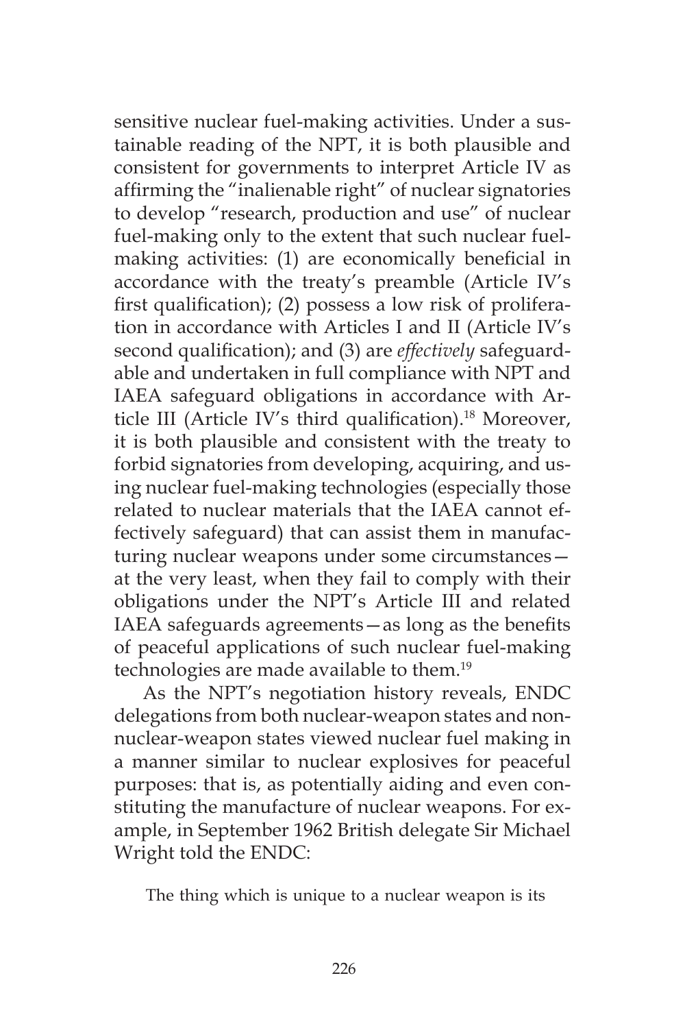sensitive nuclear fuel-making activities. Under a sustainable reading of the NPT, it is both plausible and consistent for governments to interpret Article IV as affirming the "inalienable right" of nuclear signatories to develop "research, production and use" of nuclear fuel-making only to the extent that such nuclear fuel-making activities: (1) are economically beneficial in accordance with the treaty's preamble (Article IV's first qualification); (2) possess a low risk of proliferation in accordance with Articles I and II (Article IV's second qualification); and (3) are *effectively* safeguardable and undertaken in full compliance with NPT and IAEA safeguard obligations in accordance with Article III (Article IV's third qualification).[18] Moreover, it is both plausible and consistent with the treaty to forbid signatories from developing, acquiring, and using nuclear fuel-making technologies (especially those related to nuclear materials that the IAEA cannot effectively safeguard) that can assist them in manufacturing nuclear weapons under some circumstances—at the very least, when they fail to comply with their obligations under the NPT's Article III and related IAEA safeguards agreements—as long as the benefits of peaceful applications of such nuclear fuel-making technologies are made available to them.[19]

As the NPT's negotiation history reveals, ENDC delegations from both nuclear-weapon states and non-nuclear-weapon states viewed nuclear fuel making in a manner similar to nuclear explosives for peaceful purposes: that is, as potentially aiding and even constituting the manufacture of nuclear weapons. For example, in September 1962 British delegate Sir Michael Wright told the ENDC:

> The thing which is unique to a nuclear weapon is its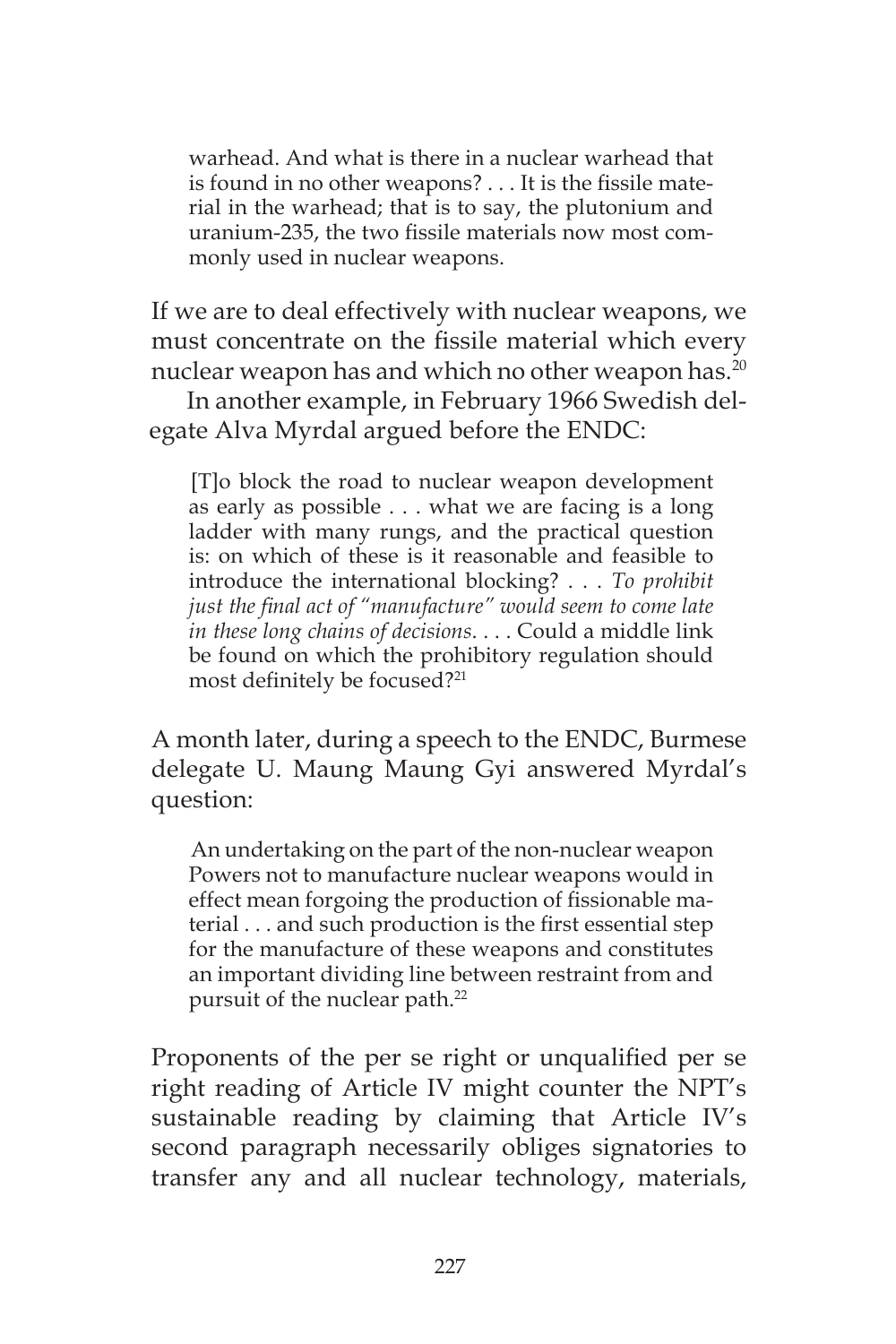> warhead. And what is there in a nuclear warhead that is found in no other weapons? . . . It is the fissile material in the warhead; that is to say, the plutonium and uranium-235, the two fissile materials now most commonly used in nuclear weapons.

If we are to deal effectively with nuclear weapons, we must concentrate on the fissile material which every nuclear weapon has and which no other weapon has.[20]

In another example, in February 1966 Swedish delegate Alva Myrdal argued before the ENDC:

> [T]o block the road to nuclear weapon development as early as possible . . . what we are facing is a long ladder with many rungs, and the practical question is: on which of these is it reasonable and feasible to introduce the international blocking? . . . *To prohibit just the final act of "manufacture" would seem to come late in these long chains of decisions*. . . . Could a middle link be found on which the prohibitory regulation should most definitely be focused?[21]

A month later, during a speech to the ENDC, Burmese delegate U. Maung Maung Gyi answered Myrdal's question:

> An undertaking on the part of the non-nuclear weapon Powers not to manufacture nuclear weapons would in effect mean forgoing the production of fissionable material . . . and such production is the first essential step for the manufacture of these weapons and constitutes an important dividing line between restraint from and pursuit of the nuclear path.[22]

Proponents of the per se right or unqualified per se right reading of Article IV might counter the NPT's sustainable reading by claiming that Article IV's second paragraph necessarily obliges signatories to transfer any and all nuclear technology, materials,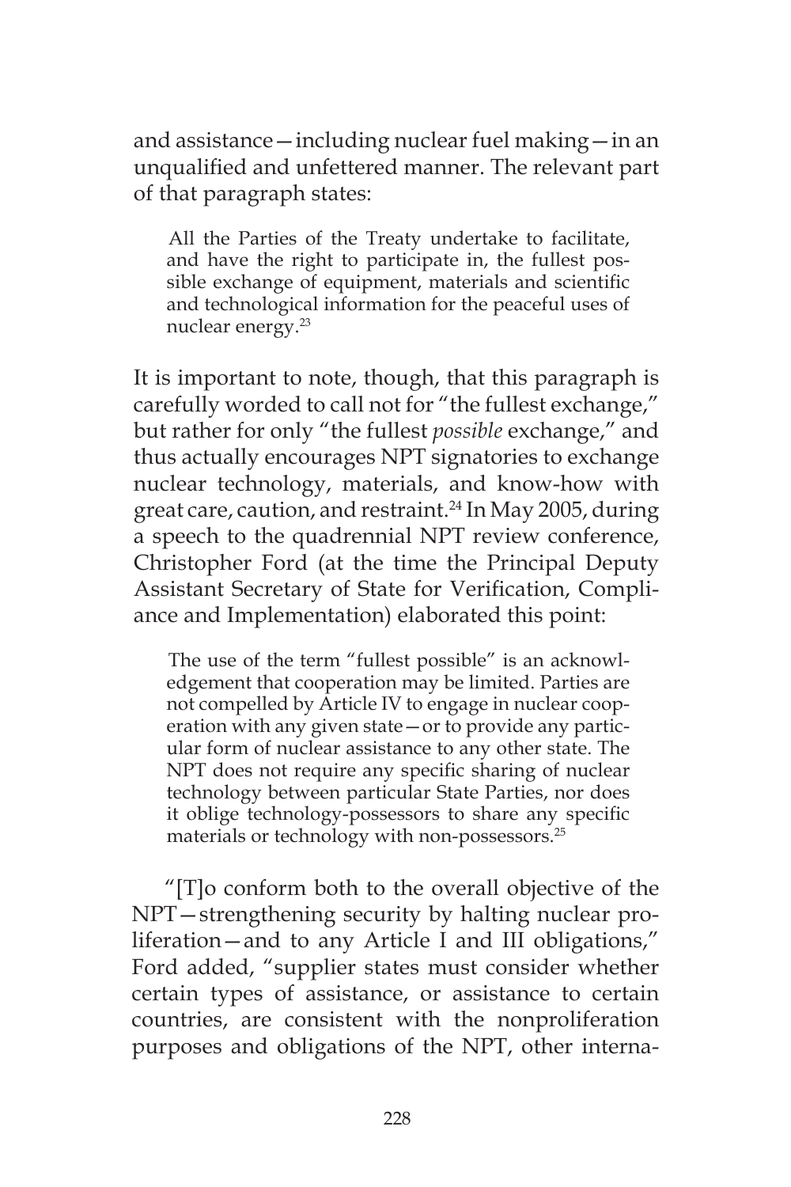and assistance—including nuclear fuel making—in an unqualified and unfettered manner. The relevant part of that paragraph states:

> All the Parties of the Treaty undertake to facilitate, and have the right to participate in, the fullest possible exchange of equipment, materials and scientific and technological information for the peaceful uses of nuclear energy.[23]

It is important to note, though, that this paragraph is carefully worded to call not for "the fullest exchange," but rather for only "the fullest *possible* exchange," and thus actually encourages NPT signatories to exchange nuclear technology, materials, and know-how with great care, caution, and restraint.[24] In May 2005, during a speech to the quadrennial NPT review conference, Christopher Ford (at the time the Principal Deputy Assistant Secretary of State for Verification, Compliance and Implementation) elaborated this point:

> The use of the term "fullest possible" is an acknowledgement that cooperation may be limited. Parties are not compelled by Article IV to engage in nuclear cooperation with any given state—or to provide any particular form of nuclear assistance to any other state. The NPT does not require any specific sharing of nuclear technology between particular State Parties, nor does it oblige technology-possessors to share any specific materials or technology with non-possessors.[25]

"[T]o conform both to the overall objective of the NPT—strengthening security by halting nuclear proliferation—and to any Article I and III obligations," Ford added, "supplier states must consider whether certain types of assistance, or assistance to certain countries, are consistent with the nonproliferation purposes and obligations of the NPT, other interna-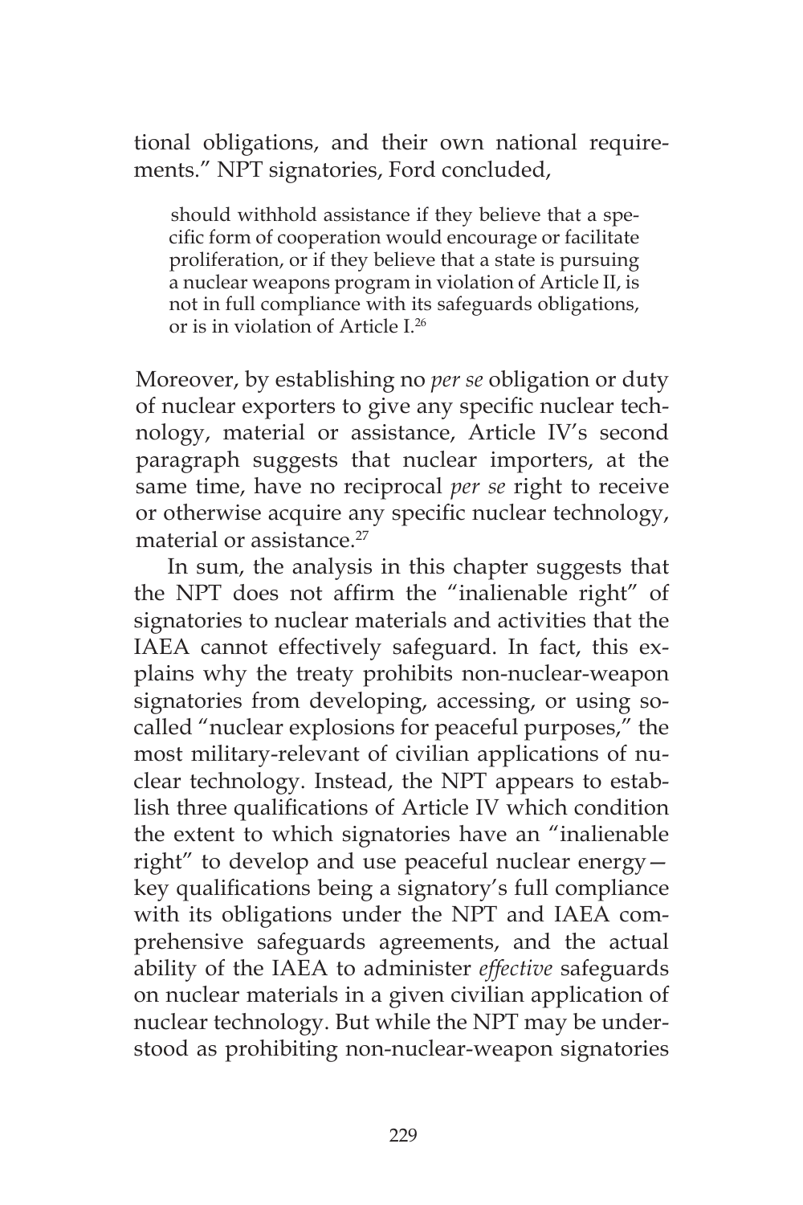tional obligations, and their own national requirements." NPT signatories, Ford concluded,

> should withhold assistance if they believe that a specific form of cooperation would encourage or facilitate proliferation, or if they believe that a state is pursuing a nuclear weapons program in violation of Article II, is not in full compliance with its safeguards obligations, or is in violation of Article I.[26]

Moreover, by establishing no *per se* obligation or duty of nuclear exporters to give any specific nuclear technology, material or assistance, Article IV's second paragraph suggests that nuclear importers, at the same time, have no reciprocal *per se* right to receive or otherwise acquire any specific nuclear technology, material or assistance.[27]

In sum, the analysis in this chapter suggests that the NPT does not affirm the "inalienable right" of signatories to nuclear materials and activities that the IAEA cannot effectively safeguard. In fact, this explains why the treaty prohibits non-nuclear-weapon signatories from developing, accessing, or using so-called "nuclear explosions for peaceful purposes," the most military-relevant of civilian applications of nuclear technology. Instead, the NPT appears to establish three qualifications of Article IV which condition the extent to which signatories have an "inalienable right" to develop and use peaceful nuclear energy—key qualifications being a signatory's full compliance with its obligations under the NPT and IAEA comprehensive safeguards agreements, and the actual ability of the IAEA to administer *effective* safeguards on nuclear materials in a given civilian application of nuclear technology. But while the NPT may be understood as prohibiting non-nuclear-weapon signatories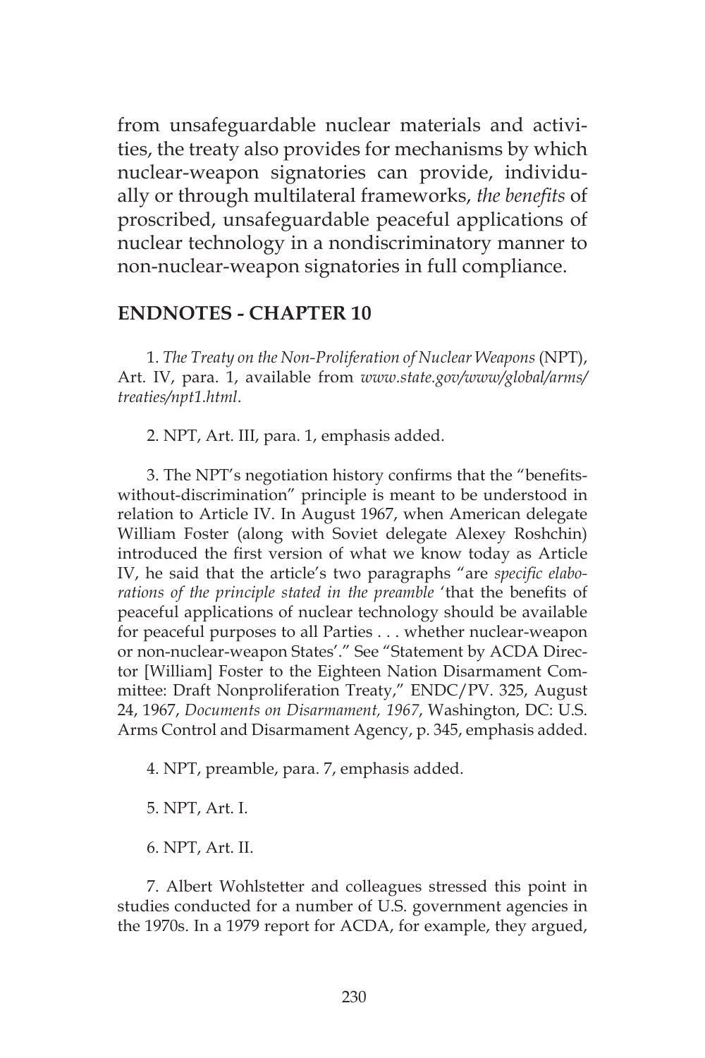from unsafeguardable nuclear materials and activities, the treaty also provides for mechanisms by which nuclear-weapon signatories can provide, individually or through multilateral frameworks, *the benefits* of proscribed, unsafeguardable peaceful applications of nuclear technology in a nondiscriminatory manner to non-nuclear-weapon signatories in full compliance.

## ENDNOTES - CHAPTER 10

1. *The Treaty on the Non-Proliferation of Nuclear Weapons* (NPT), Art. IV, para. 1, available from *www.state.gov/www/global/arms/treaties/npt1.html*.

2. NPT, Art. III, para. 1, emphasis added.

3. The NPT's negotiation history confirms that the "benefits-without-discrimination" principle is meant to be understood in relation to Article IV. In August 1967, when American delegate William Foster (along with Soviet delegate Alexey Roshchin) introduced the first version of what we know today as Article IV, he said that the article's two paragraphs "are *specific elaborations of the principle stated in the preamble* 'that the benefits of peaceful applications of nuclear technology should be available for peaceful purposes to all Parties . . . whether nuclear-weapon or non-nuclear-weapon States'." See "Statement by ACDA Director [William] Foster to the Eighteen Nation Disarmament Committee: Draft Nonproliferation Treaty," ENDC/PV. 325, August 24, 1967, *Documents on Disarmament, 1967*, Washington, DC: U.S. Arms Control and Disarmament Agency, p. 345, emphasis added.

4. NPT, preamble, para. 7, emphasis added.

5. NPT, Art. I.

6. NPT, Art. II.

7. Albert Wohlstetter and colleagues stressed this point in studies conducted for a number of U.S. government agencies in the 1970s. In a 1979 report for ACDA, for example, they argued,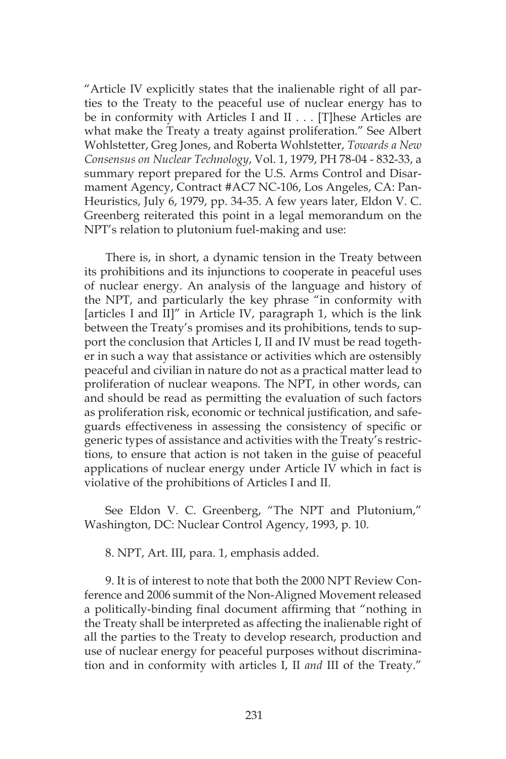"Article IV explicitly states that the inalienable right of all parties to the Treaty to the peaceful use of nuclear energy has to be in conformity with Articles I and II . . . [T]hese Articles are what make the Treaty a treaty against proliferation." See Albert Wohlstetter, Greg Jones, and Roberta Wohlstetter, *Towards a New Consensus on Nuclear Technology*, Vol. 1, 1979, PH 78-04 - 832-33, a summary report prepared for the U.S. Arms Control and Disarmament Agency, Contract #AC7 NC-106, Los Angeles, CA: Pan-Heuristics, July 6, 1979, pp. 34-35. A few years later, Eldon V. C. Greenberg reiterated this point in a legal memorandum on the NPT's relation to plutonium fuel-making and use:

> There is, in short, a dynamic tension in the Treaty between its prohibitions and its injunctions to cooperate in peaceful uses of nuclear energy. An analysis of the language and history of the NPT, and particularly the key phrase "in conformity with [articles I and II]" in Article IV, paragraph 1, which is the link between the Treaty's promises and its prohibitions, tends to support the conclusion that Articles I, II and IV must be read together in such a way that assistance or activities which are ostensibly peaceful and civilian in nature do not as a practical matter lead to proliferation of nuclear weapons. The NPT, in other words, can and should be read as permitting the evaluation of such factors as proliferation risk, economic or technical justification, and safeguards effectiveness in assessing the consistency of specific or generic types of assistance and activities with the Treaty's restrictions, to ensure that action is not taken in the guise of peaceful applications of nuclear energy under Article IV which in fact is violative of the prohibitions of Articles I and II.

See Eldon V. C. Greenberg, "The NPT and Plutonium," Washington, DC: Nuclear Control Agency, 1993, p. 10.

8. NPT, Art. III, para. 1, emphasis added.

9. It is of interest to note that both the 2000 NPT Review Conference and 2006 summit of the Non-Aligned Movement released a politically-binding final document affirming that "nothing in the Treaty shall be interpreted as affecting the inalienable right of all the parties to the Treaty to develop research, production and use of nuclear energy for peaceful purposes without discrimination and in conformity with articles I, II *and* III of the Treaty."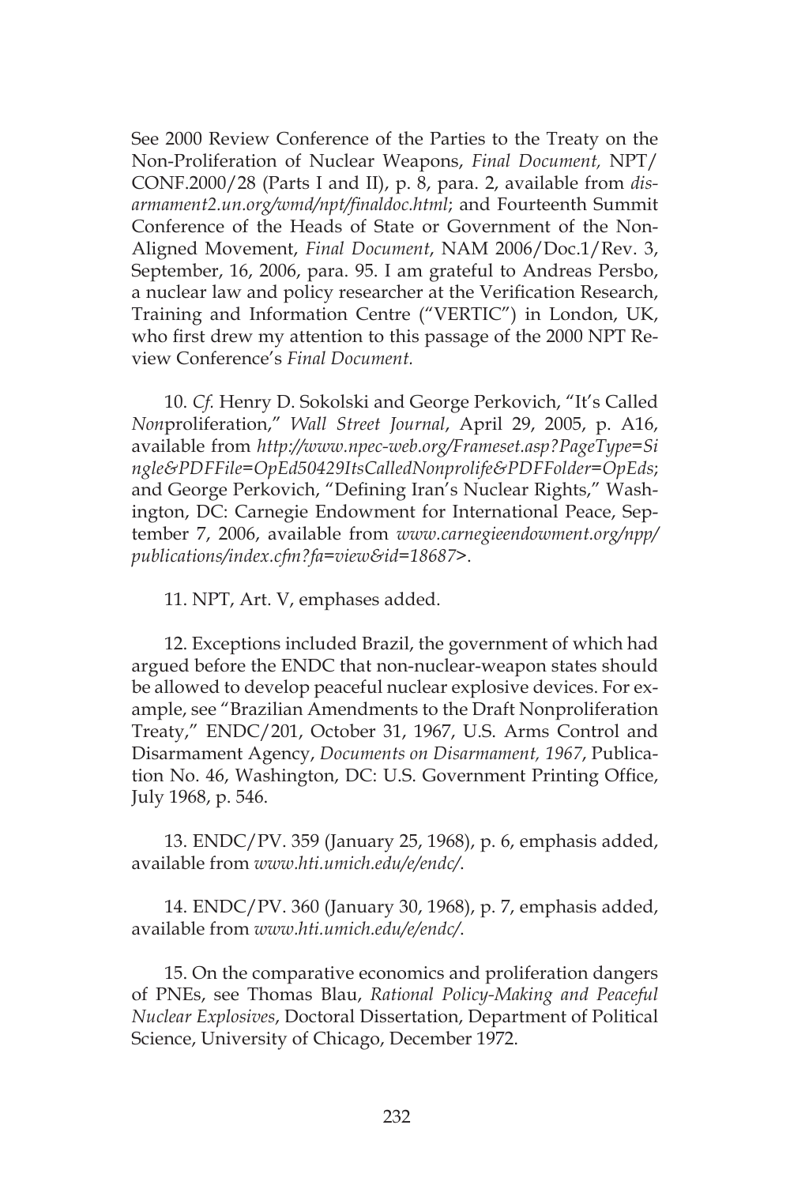See 2000 Review Conference of the Parties to the Treaty on the Non-Proliferation of Nuclear Weapons, *Final Document,* NPT/CONF.2000/28 (Parts I and II), p. 8, para. 2, available from *disarmament2.un.org/wmd/npt/finaldoc.html*; and Fourteenth Summit Conference of the Heads of State or Government of the Non-Aligned Movement, *Final Document*, NAM 2006/Doc.1/Rev. 3, September, 16, 2006, para. 95. I am grateful to Andreas Persbo, a nuclear law and policy researcher at the Verification Research, Training and Information Centre ("VERTIC") in London, UK, who first drew my attention to this passage of the 2000 NPT Review Conference's *Final Document.*

10. *Cf.* Henry D. Sokolski and George Perkovich, "It's Called *Non*proliferation," *Wall Street Journal*, April 29, 2005, p. A16, available from *http://www.npec-web.org/Frameset.asp?PageType=Single&PDFFile=OpEd50429ItsCalledNonprolife&PDFFolder=OpEds*; and George Perkovich, "Defining Iran's Nuclear Rights," Washington, DC: Carnegie Endowment for International Peace, September 7, 2006, available from *www.carnegieendowment.org/npp/publications/index.cfm?fa=view&id=18687*>.

11. NPT, Art. V, emphases added.

12. Exceptions included Brazil, the government of which had argued before the ENDC that non-nuclear-weapon states should be allowed to develop peaceful nuclear explosive devices. For example, see "Brazilian Amendments to the Draft Nonproliferation Treaty," ENDC/201, October 31, 1967, U.S. Arms Control and Disarmament Agency, *Documents on Disarmament, 1967*, Publication No. 46, Washington, DC: U.S. Government Printing Office, July 1968, p. 546.

13. ENDC/PV. 359 (January 25, 1968), p. 6, emphasis added, available from *www.hti.umich.edu/e/endc/*.

14. ENDC/PV. 360 (January 30, 1968), p. 7, emphasis added, available from *www.hti.umich.edu/e/endc/*.

15. On the comparative economics and proliferation dangers of PNEs, see Thomas Blau, *Rational Policy-Making and Peaceful Nuclear Explosives*, Doctoral Dissertation, Department of Political Science, University of Chicago, December 1972.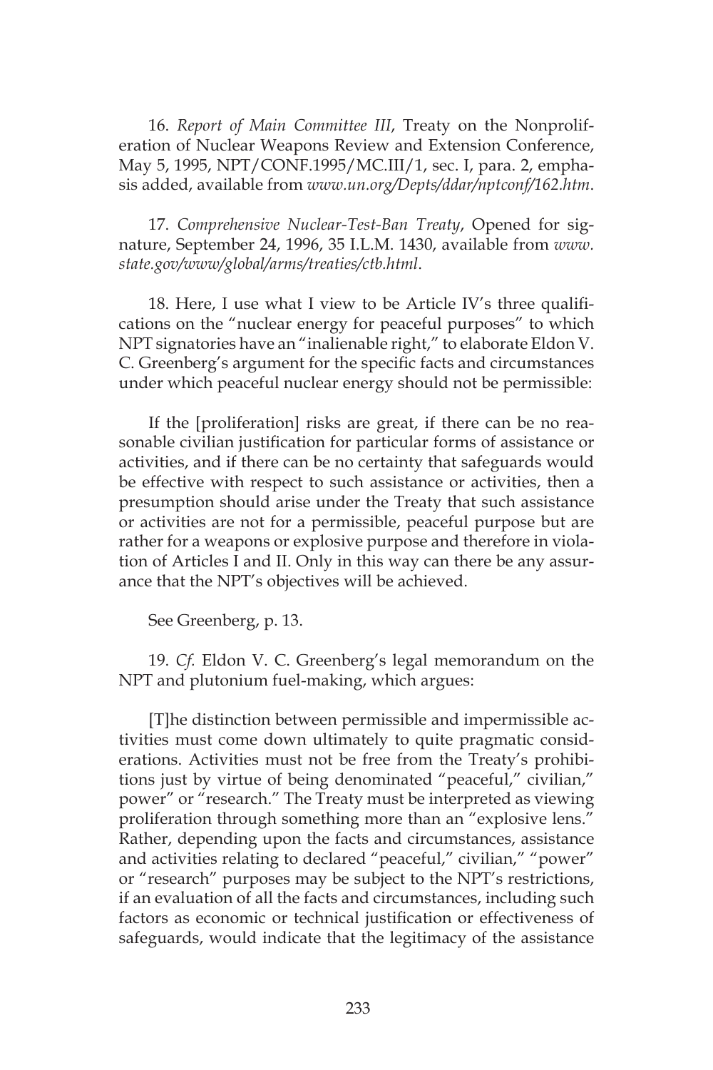16. *Report of Main Committee III*, Treaty on the Nonproliferation of Nuclear Weapons Review and Extension Conference, May 5, 1995, NPT/CONF.1995/MC.III/1, sec. I, para. 2, emphasis added, available from *www.un.org/Depts/ddar/nptconf/162.htm*.

17. *Comprehensive Nuclear-Test-Ban Treaty*, Opened for signature, September 24, 1996, 35 I.L.M. 1430, available from *www.state.gov/www/global/arms/treaties/ctb.html*.

18. Here, I use what I view to be Article IV's three qualifications on the "nuclear energy for peaceful purposes" to which NPT signatories have an "inalienable right," to elaborate Eldon V. C. Greenberg's argument for the specific facts and circumstances under which peaceful nuclear energy should not be permissible:

> If the [proliferation] risks are great, if there can be no reasonable civilian justification for particular forms of assistance or activities, and if there can be no certainty that safeguards would be effective with respect to such assistance or activities, then a presumption should arise under the Treaty that such assistance or activities are not for a permissible, peaceful purpose but are rather for a weapons or explosive purpose and therefore in violation of Articles I and II. Only in this way can there be any assurance that the NPT's objectives will be achieved.

See Greenberg, p. 13.

19. *Cf.* Eldon V. C. Greenberg's legal memorandum on the NPT and plutonium fuel-making, which argues:

> [T]he distinction between permissible and impermissible activities must come down ultimately to quite pragmatic considerations. Activities must not be free from the Treaty's prohibitions just by virtue of being denominated "peaceful," civilian," power" or "research." The Treaty must be interpreted as viewing proliferation through something more than an "explosive lens." Rather, depending upon the facts and circumstances, assistance and activities relating to declared "peaceful," civilian," "power" or "research" purposes may be subject to the NPT's restrictions, if an evaluation of all the facts and circumstances, including such factors as economic or technical justification or effectiveness of safeguards, would indicate that the legitimacy of the assistance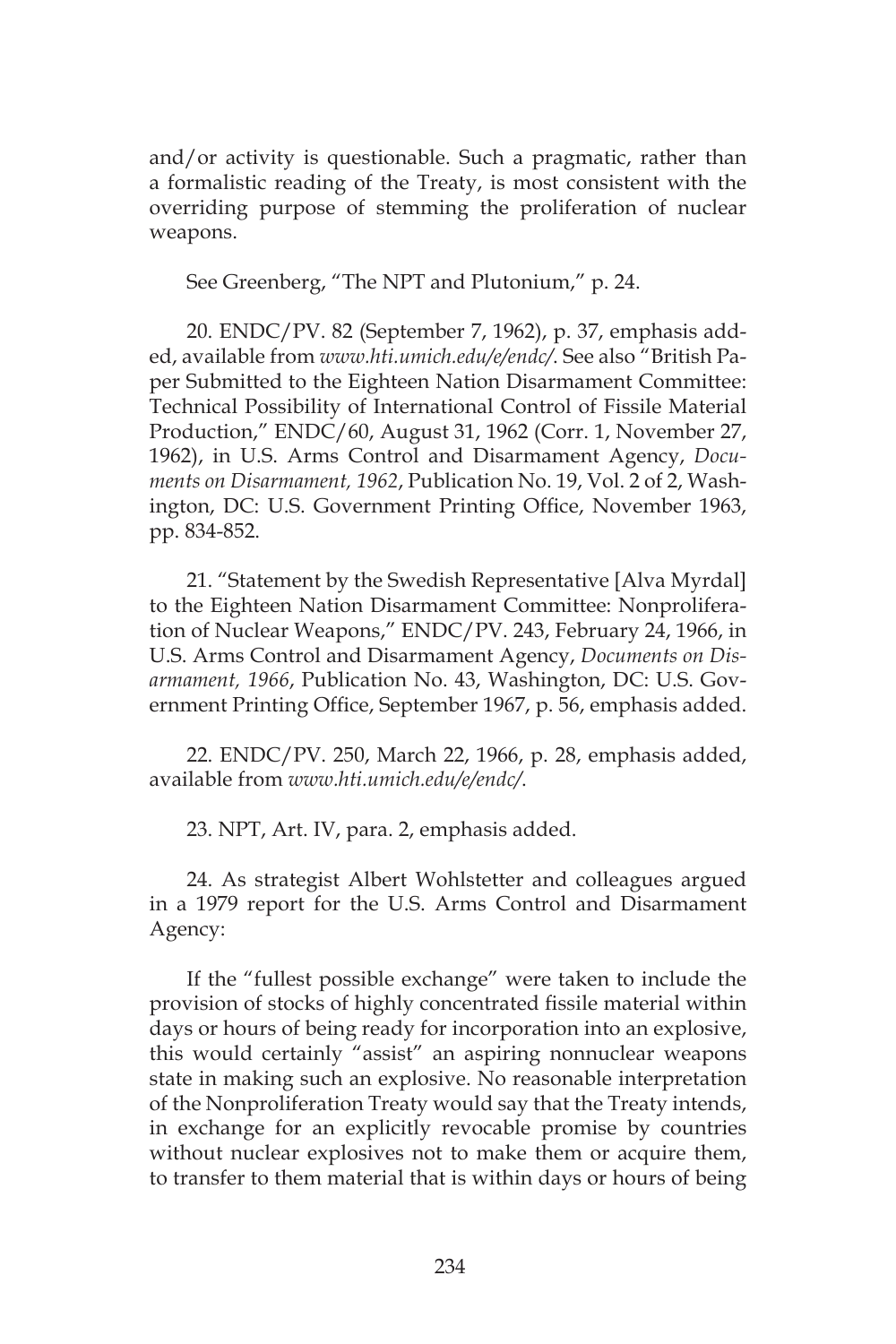and/or activity is questionable. Such a pragmatic, rather than a formalistic reading of the Treaty, is most consistent with the overriding purpose of stemming the proliferation of nuclear weapons.

See Greenberg, "The NPT and Plutonium," p. 24.

20. ENDC/PV. 82 (September 7, 1962), p. 37, emphasis added, available from *www.hti.umich.edu/e/endc/*. See also "British Paper Submitted to the Eighteen Nation Disarmament Committee: Technical Possibility of International Control of Fissile Material Production," ENDC/60, August 31, 1962 (Corr. 1, November 27, 1962), in U.S. Arms Control and Disarmament Agency, *Documents on Disarmament, 1962*, Publication No. 19, Vol. 2 of 2, Washington, DC: U.S. Government Printing Office, November 1963, pp. 834-852.

21. "Statement by the Swedish Representative [Alva Myrdal] to the Eighteen Nation Disarmament Committee: Nonproliferation of Nuclear Weapons," ENDC/PV. 243, February 24, 1966, in U.S. Arms Control and Disarmament Agency, *Documents on Disarmament, 1966*, Publication No. 43, Washington, DC: U.S. Government Printing Office, September 1967, p. 56, emphasis added.

22. ENDC/PV. 250, March 22, 1966, p. 28, emphasis added, available from *www.hti.umich.edu/e/endc/*.

23. NPT, Art. IV, para. 2, emphasis added.

24. As strategist Albert Wohlstetter and colleagues argued in a 1979 report for the U.S. Arms Control and Disarmament Agency:

If the "fullest possible exchange" were taken to include the provision of stocks of highly concentrated fissile material within days or hours of being ready for incorporation into an explosive, this would certainly "assist" an aspiring nonnuclear weapons state in making such an explosive. No reasonable interpretation of the Nonproliferation Treaty would say that the Treaty intends, in exchange for an explicitly revocable promise by countries without nuclear explosives not to make them or acquire them, to transfer to them material that is within days or hours of being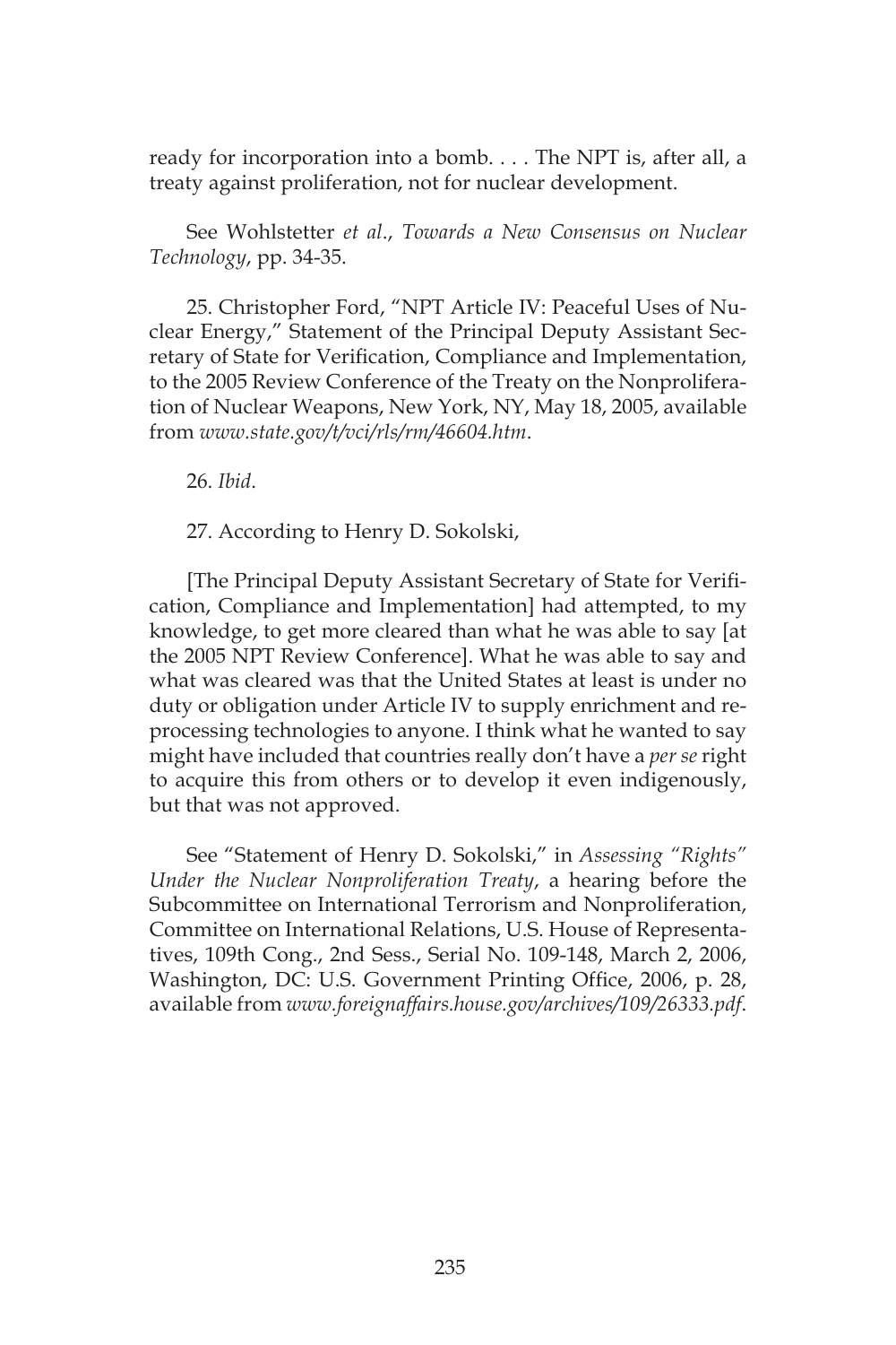ready for incorporation into a bomb. . . . The NPT is, after all, a treaty against proliferation, not for nuclear development.

See Wohlstetter *et al*., *Towards a New Consensus on Nuclear Technology*, pp. 34-35.

25. Christopher Ford, "NPT Article IV: Peaceful Uses of Nuclear Energy," Statement of the Principal Deputy Assistant Secretary of State for Verification, Compliance and Implementation, to the 2005 Review Conference of the Treaty on the Nonproliferation of Nuclear Weapons, New York, NY, May 18, 2005, available from *www.state.gov/t/vci/rls/rm/46604.htm*.

26. *Ibid*.

27. According to Henry D. Sokolski,

> [The Principal Deputy Assistant Secretary of State for Verification, Compliance and Implementation] had attempted, to my knowledge, to get more cleared than what he was able to say [at the 2005 NPT Review Conference]. What he was able to say and what was cleared was that the United States at least is under no duty or obligation under Article IV to supply enrichment and reprocessing technologies to anyone. I think what he wanted to say might have included that countries really don't have a *per se* right to acquire this from others or to develop it even indigenously, but that was not approved.

See "Statement of Henry D. Sokolski," in *Assessing "Rights" Under the Nuclear Nonproliferation Treaty*, a hearing before the Subcommittee on International Terrorism and Nonproliferation, Committee on International Relations, U.S. House of Representatives, 109th Cong., 2nd Sess., Serial No. 109-148, March 2, 2006, Washington, DC: U.S. Government Printing Office, 2006, p. 28, available from *www.foreignaffairs.house.gov/archives/109/26333.pdf*.